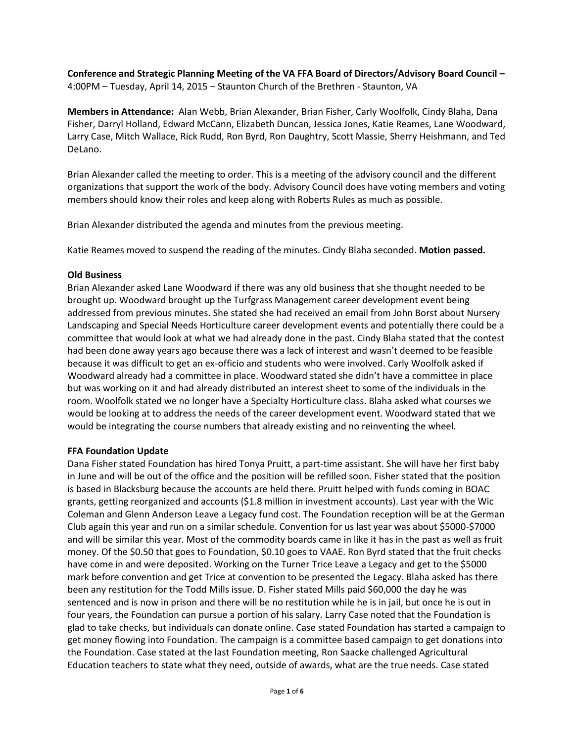**Conference and Strategic Planning Meeting of the VA FFA Board of Directors/Advisory Board Council –** 4:00PM – Tuesday, April 14, 2015 – Staunton Church of the Brethren - Staunton, VA

**Members in Attendance:** Alan Webb, Brian Alexander, Brian Fisher, Carly Woolfolk, Cindy Blaha, Dana Fisher, Darryl Holland, Edward McCann, Elizabeth Duncan, Jessica Jones, Katie Reames, Lane Woodward, Larry Case, Mitch Wallace, Rick Rudd, Ron Byrd, Ron Daughtry, Scott Massie, Sherry Heishmann, and Ted DeLano.

Brian Alexander called the meeting to order. This is a meeting of the advisory council and the different organizations that support the work of the body. Advisory Council does have voting members and voting members should know their roles and keep along with Roberts Rules as much as possible.

Brian Alexander distributed the agenda and minutes from the previous meeting.

Katie Reames moved to suspend the reading of the minutes. Cindy Blaha seconded. **Motion passed.**

**Old Business**

Brian Alexander asked Lane Woodward if there was any old business that she thought needed to be brought up. Woodward brought up the Turfgrass Management career development event being addressed from previous minutes. She stated she had received an email from John Borst about Nursery Landscaping and Special Needs Horticulture career development events and potentially there could be a committee that would look at what we had already done in the past. Cindy Blaha stated that the contest had been done away years ago because there was a lack of interest and wasn't deemed to be feasible because it was difficult to get an ex-officio and students who were involved. Carly Woolfolk asked if Woodward already had a committee in place. Woodward stated she didn't have a committee in place but was working on it and had already distributed an interest sheet to some of the individuals in the room. Woolfolk stated we no longer have a Specialty Horticulture class. Blaha asked what courses we would be looking at to address the needs of the career development event. Woodward stated that we would be integrating the course numbers that already existing and no reinventing the wheel.

**FFA Foundation Update**

Dana Fisher stated Foundation has hired Tonya Pruitt, a part-time assistant. She will have her first baby in June and will be out of the office and the position will be refilled soon. Fisher stated that the position is based in Blacksburg because the accounts are held there. Pruitt helped with funds coming in BOAC grants, getting reorganized and accounts ($1.8 million in investment accounts). Last year with the Wic Coleman and Glenn Anderson Leave a Legacy fund cost. The Foundation reception will be at the German Club again this year and run on a similar schedule. Convention for us last year was about $5000-$7000 and will be similar this year. Most of the commodity boards came in like it has in the past as well as fruit money. Of the $0.50 that goes to Foundation, $0.10 goes to VAAE. Ron Byrd stated that the fruit checks have come in and were deposited. Working on the Turner Trice Leave a Legacy and get to the $5000 mark before convention and get Trice at convention to be presented the Legacy. Blaha asked has there been any restitution for the Todd Mills issue. D. Fisher stated Mills paid $60,000 the day he was sentenced and is now in prison and there will be no restitution while he is in jail, but once he is out in four years, the Foundation can pursue a portion of his salary. Larry Case noted that the Foundation is glad to take checks, but individuals can donate online. Case stated Foundation has started a campaign to get money flowing into Foundation. The campaign is a committee based campaign to get donations into the Foundation. Case stated at the last Foundation meeting, Ron Saacke challenged Agricultural Education teachers to state what they need, outside of awards, what are the true needs. Case stated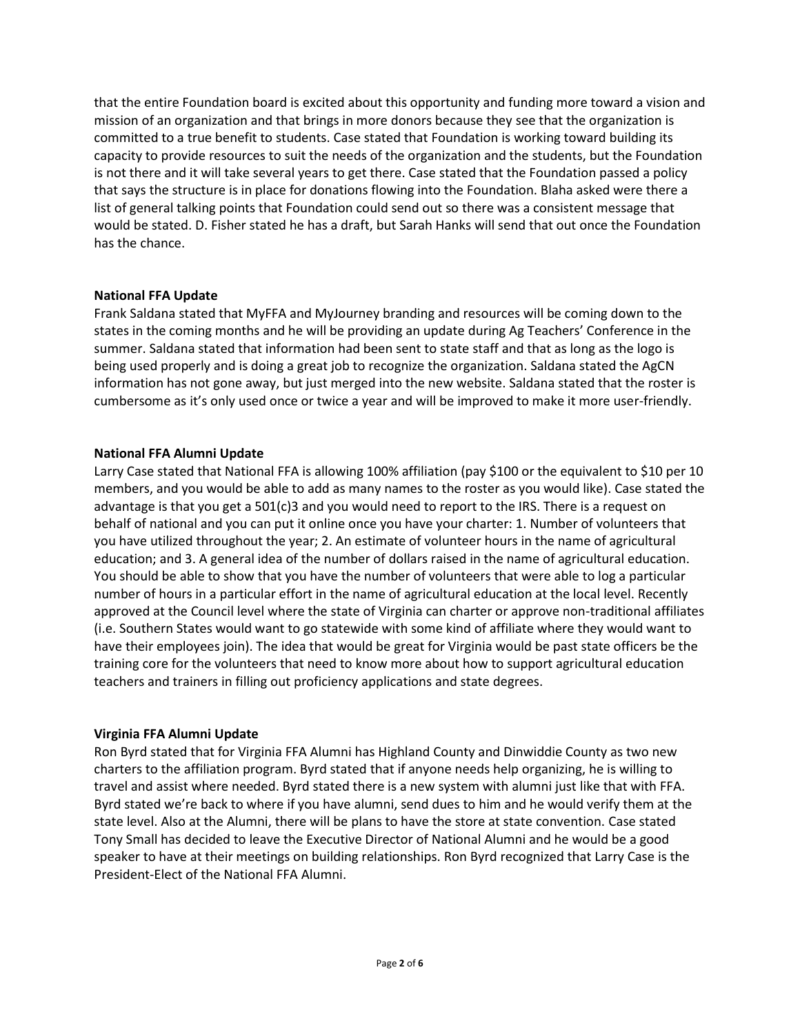that the entire Foundation board is excited about this opportunity and funding more toward a vision and mission of an organization and that brings in more donors because they see that the organization is committed to a true benefit to students. Case stated that Foundation is working toward building its capacity to provide resources to suit the needs of the organization and the students, but the Foundation is not there and it will take several years to get there. Case stated that the Foundation passed a policy that says the structure is in place for donations flowing into the Foundation. Blaha asked were there a list of general talking points that Foundation could send out so there was a consistent message that would be stated. D. Fisher stated he has a draft, but Sarah Hanks will send that out once the Foundation has the chance.

**National FFA Update**

Frank Saldana stated that MyFFA and MyJourney branding and resources will be coming down to the states in the coming months and he will be providing an update during Ag Teachers' Conference in the summer. Saldana stated that information had been sent to state staff and that as long as the logo is being used properly and is doing a great job to recognize the organization. Saldana stated the AgCN information has not gone away, but just merged into the new website. Saldana stated that the roster is cumbersome as it's only used once or twice a year and will be improved to make it more user-friendly.

**National FFA Alumni Update**

Larry Case stated that National FFA is allowing 100% affiliation (pay $100 or the equivalent to $10 per 10 members, and you would be able to add as many names to the roster as you would like). Case stated the advantage is that you get a 501(c)3 and you would need to report to the IRS. There is a request on behalf of national and you can put it online once you have your charter: 1. Number of volunteers that you have utilized throughout the year; 2. An estimate of volunteer hours in the name of agricultural education; and 3. A general idea of the number of dollars raised in the name of agricultural education. You should be able to show that you have the number of volunteers that were able to log a particular number of hours in a particular effort in the name of agricultural education at the local level. Recently approved at the Council level where the state of Virginia can charter or approve non-traditional affiliates (i.e. Southern States would want to go statewide with some kind of affiliate where they would want to have their employees join). The idea that would be great for Virginia would be past state officers be the training core for the volunteers that need to know more about how to support agricultural education teachers and trainers in filling out proficiency applications and state degrees.

**Virginia FFA Alumni Update**

Ron Byrd stated that for Virginia FFA Alumni has Highland County and Dinwiddie County as two new charters to the affiliation program. Byrd stated that if anyone needs help organizing, he is willing to travel and assist where needed. Byrd stated there is a new system with alumni just like that with FFA. Byrd stated we're back to where if you have alumni, send dues to him and he would verify them at the state level. Also at the Alumni, there will be plans to have the store at state convention. Case stated Tony Small has decided to leave the Executive Director of National Alumni and he would be a good speaker to have at their meetings on building relationships. Ron Byrd recognized that Larry Case is the President-Elect of the National FFA Alumni.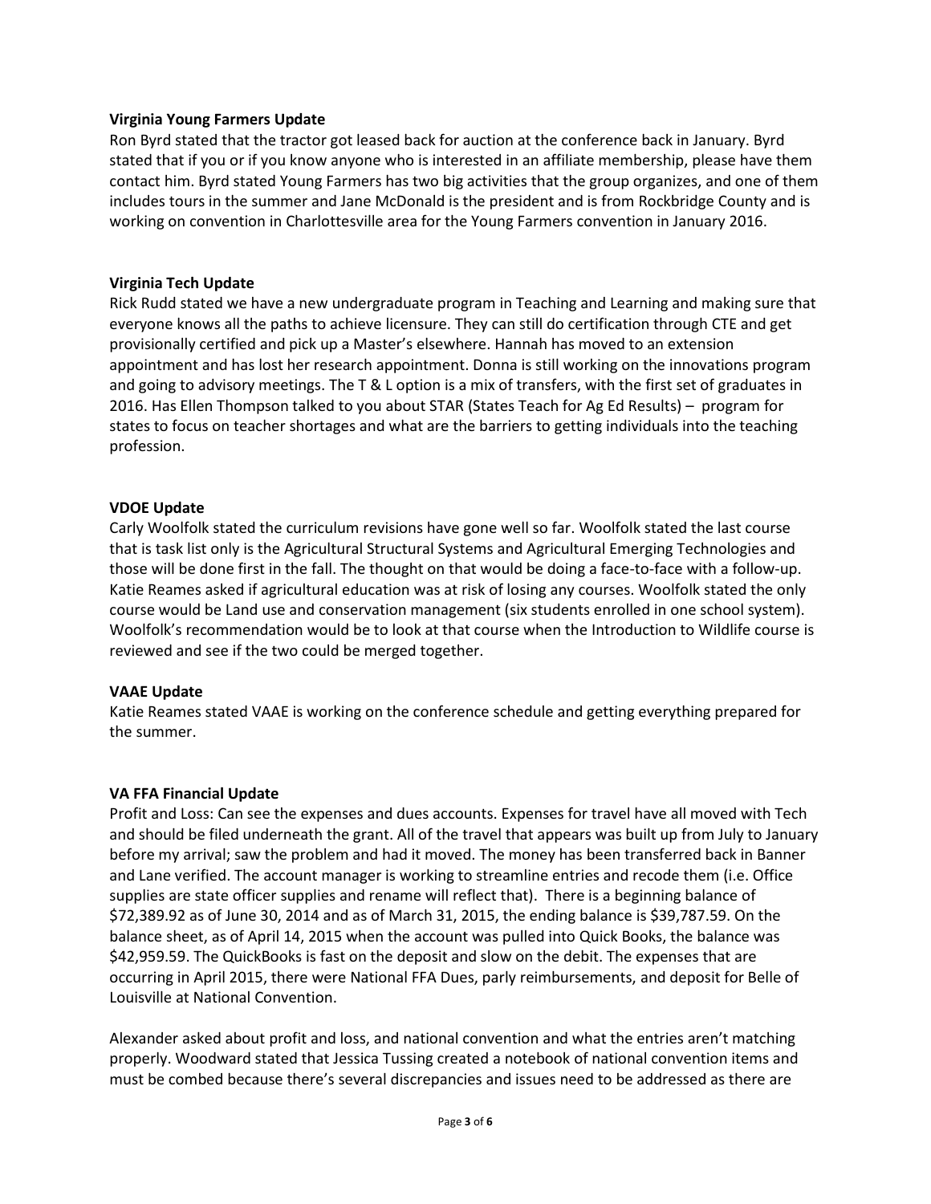**Virginia Young Farmers Update**

Ron Byrd stated that the tractor got leased back for auction at the conference back in January. Byrd stated that if you or if you know anyone who is interested in an affiliate membership, please have them contact him. Byrd stated Young Farmers has two big activities that the group organizes, and one of them includes tours in the summer and Jane McDonald is the president and is from Rockbridge County and is working on convention in Charlottesville area for the Young Farmers convention in January 2016.

**Virginia Tech Update**

Rick Rudd stated we have a new undergraduate program in Teaching and Learning and making sure that everyone knows all the paths to achieve licensure. They can still do certification through CTE and get provisionally certified and pick up a Master's elsewhere. Hannah has moved to an extension appointment and has lost her research appointment. Donna is still working on the innovations program and going to advisory meetings. The T & L option is a mix of transfers, with the first set of graduates in 2016. Has Ellen Thompson talked to you about STAR (States Teach for Ag Ed Results) – program for states to focus on teacher shortages and what are the barriers to getting individuals into the teaching profession.

**VDOE Update**

Carly Woolfolk stated the curriculum revisions have gone well so far. Woolfolk stated the last course that is task list only is the Agricultural Structural Systems and Agricultural Emerging Technologies and those will be done first in the fall. The thought on that would be doing a face-to-face with a follow-up. Katie Reames asked if agricultural education was at risk of losing any courses. Woolfolk stated the only course would be Land use and conservation management (six students enrolled in one school system). Woolfolk's recommendation would be to look at that course when the Introduction to Wildlife course is reviewed and see if the two could be merged together.

**VAAE Update**

Katie Reames stated VAAE is working on the conference schedule and getting everything prepared for the summer.

**VA FFA Financial Update**

Profit and Loss: Can see the expenses and dues accounts. Expenses for travel have all moved with Tech and should be filed underneath the grant. All of the travel that appears was built up from July to January before my arrival; saw the problem and had it moved. The money has been transferred back in Banner and Lane verified. The account manager is working to streamline entries and recode them (i.e. Office supplies are state officer supplies and rename will reflect that). There is a beginning balance of $72,389.92 as of June 30, 2014 and as of March 31, 2015, the ending balance is $39,787.59. On the balance sheet, as of April 14, 2015 when the account was pulled into Quick Books, the balance was $42,959.59. The QuickBooks is fast on the deposit and slow on the debit. The expenses that are occurring in April 2015, there were National FFA Dues, parly reimbursements, and deposit for Belle of Louisville at National Convention.

Alexander asked about profit and loss, and national convention and what the entries aren't matching properly. Woodward stated that Jessica Tussing created a notebook of national convention items and must be combed because there's several discrepancies and issues need to be addressed as there are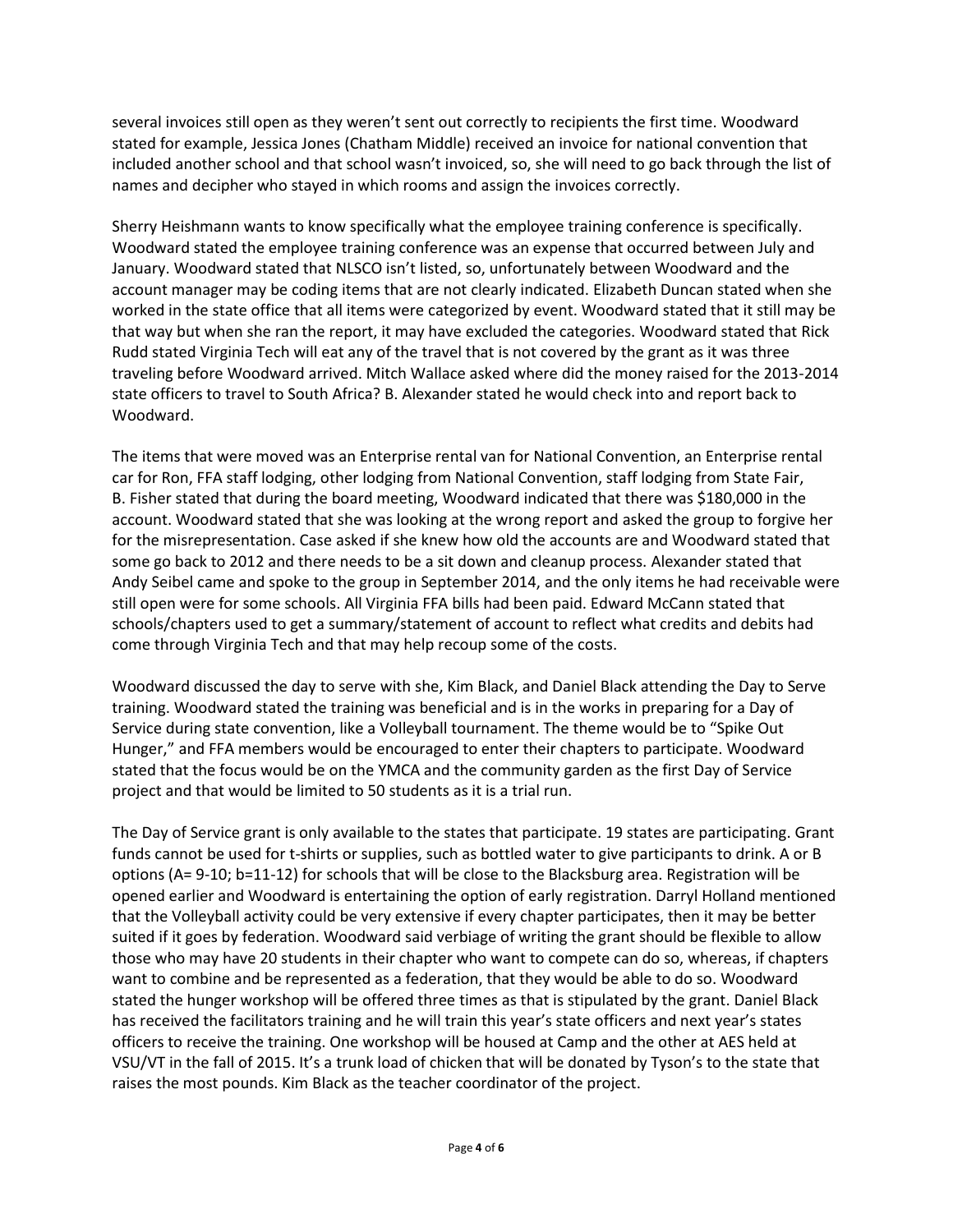several invoices still open as they weren't sent out correctly to recipients the first time. Woodward stated for example, Jessica Jones (Chatham Middle) received an invoice for national convention that included another school and that school wasn't invoiced, so, she will need to go back through the list of names and decipher who stayed in which rooms and assign the invoices correctly.

Sherry Heishmann wants to know specifically what the employee training conference is specifically. Woodward stated the employee training conference was an expense that occurred between July and January. Woodward stated that NLSCO isn't listed, so, unfortunately between Woodward and the account manager may be coding items that are not clearly indicated. Elizabeth Duncan stated when she worked in the state office that all items were categorized by event. Woodward stated that it still may be that way but when she ran the report, it may have excluded the categories. Woodward stated that Rick Rudd stated Virginia Tech will eat any of the travel that is not covered by the grant as it was three traveling before Woodward arrived. Mitch Wallace asked where did the money raised for the 2013-2014 state officers to travel to South Africa? B. Alexander stated he would check into and report back to Woodward.

The items that were moved was an Enterprise rental van for National Convention, an Enterprise rental car for Ron, FFA staff lodging, other lodging from National Convention, staff lodging from State Fair, B. Fisher stated that during the board meeting, Woodward indicated that there was $180,000 in the account. Woodward stated that she was looking at the wrong report and asked the group to forgive her for the misrepresentation. Case asked if she knew how old the accounts are and Woodward stated that some go back to 2012 and there needs to be a sit down and cleanup process. Alexander stated that Andy Seibel came and spoke to the group in September 2014, and the only items he had receivable were still open were for some schools. All Virginia FFA bills had been paid. Edward McCann stated that schools/chapters used to get a summary/statement of account to reflect what credits and debits had come through Virginia Tech and that may help recoup some of the costs.

Woodward discussed the day to serve with she, Kim Black, and Daniel Black attending the Day to Serve training. Woodward stated the training was beneficial and is in the works in preparing for a Day of Service during state convention, like a Volleyball tournament. The theme would be to "Spike Out Hunger," and FFA members would be encouraged to enter their chapters to participate. Woodward stated that the focus would be on the YMCA and the community garden as the first Day of Service project and that would be limited to 50 students as it is a trial run.

The Day of Service grant is only available to the states that participate. 19 states are participating. Grant funds cannot be used for t-shirts or supplies, such as bottled water to give participants to drink. A or B options (A= 9-10; b=11-12) for schools that will be close to the Blacksburg area. Registration will be opened earlier and Woodward is entertaining the option of early registration. Darryl Holland mentioned that the Volleyball activity could be very extensive if every chapter participates, then it may be better suited if it goes by federation. Woodward said verbiage of writing the grant should be flexible to allow those who may have 20 students in their chapter who want to compete can do so, whereas, if chapters want to combine and be represented as a federation, that they would be able to do so. Woodward stated the hunger workshop will be offered three times as that is stipulated by the grant. Daniel Black has received the facilitators training and he will train this year's state officers and next year's states officers to receive the training. One workshop will be housed at Camp and the other at AES held at VSU/VT in the fall of 2015. It's a trunk load of chicken that will be donated by Tyson's to the state that raises the most pounds. Kim Black as the teacher coordinator of the project.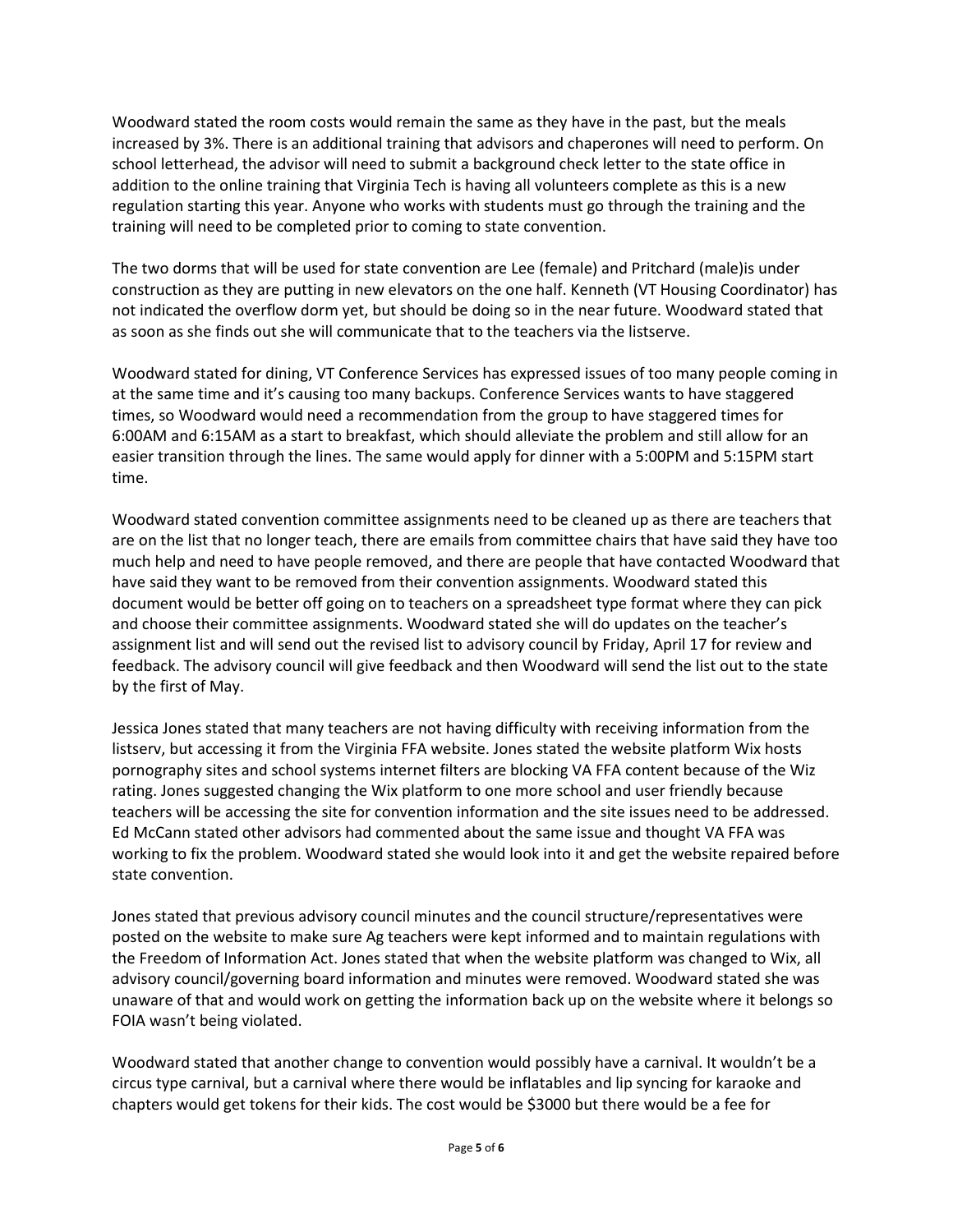Woodward stated the room costs would remain the same as they have in the past, but the meals increased by 3%. There is an additional training that advisors and chaperones will need to perform. On school letterhead, the advisor will need to submit a background check letter to the state office in addition to the online training that Virginia Tech is having all volunteers complete as this is a new regulation starting this year. Anyone who works with students must go through the training and the training will need to be completed prior to coming to state convention.

The two dorms that will be used for state convention are Lee (female) and Pritchard (male)is under construction as they are putting in new elevators on the one half. Kenneth (VT Housing Coordinator) has not indicated the overflow dorm yet, but should be doing so in the near future. Woodward stated that as soon as she finds out she will communicate that to the teachers via the listserve.

Woodward stated for dining, VT Conference Services has expressed issues of too many people coming in at the same time and it's causing too many backups. Conference Services wants to have staggered times, so Woodward would need a recommendation from the group to have staggered times for 6:00AM and 6:15AM as a start to breakfast, which should alleviate the problem and still allow for an easier transition through the lines. The same would apply for dinner with a 5:00PM and 5:15PM start time.

Woodward stated convention committee assignments need to be cleaned up as there are teachers that are on the list that no longer teach, there are emails from committee chairs that have said they have too much help and need to have people removed, and there are people that have contacted Woodward that have said they want to be removed from their convention assignments. Woodward stated this document would be better off going on to teachers on a spreadsheet type format where they can pick and choose their committee assignments. Woodward stated she will do updates on the teacher's assignment list and will send out the revised list to advisory council by Friday, April 17 for review and feedback. The advisory council will give feedback and then Woodward will send the list out to the state by the first of May.

Jessica Jones stated that many teachers are not having difficulty with receiving information from the listserv, but accessing it from the Virginia FFA website. Jones stated the website platform Wix hosts pornography sites and school systems internet filters are blocking VA FFA content because of the Wiz rating. Jones suggested changing the Wix platform to one more school and user friendly because teachers will be accessing the site for convention information and the site issues need to be addressed. Ed McCann stated other advisors had commented about the same issue and thought VA FFA was working to fix the problem. Woodward stated she would look into it and get the website repaired before state convention.

Jones stated that previous advisory council minutes and the council structure/representatives were posted on the website to make sure Ag teachers were kept informed and to maintain regulations with the Freedom of Information Act. Jones stated that when the website platform was changed to Wix, all advisory council/governing board information and minutes were removed. Woodward stated she was unaware of that and would work on getting the information back up on the website where it belongs so FOIA wasn't being violated.

Woodward stated that another change to convention would possibly have a carnival. It wouldn't be a circus type carnival, but a carnival where there would be inflatables and lip syncing for karaoke and chapters would get tokens for their kids. The cost would be $3000 but there would be a fee for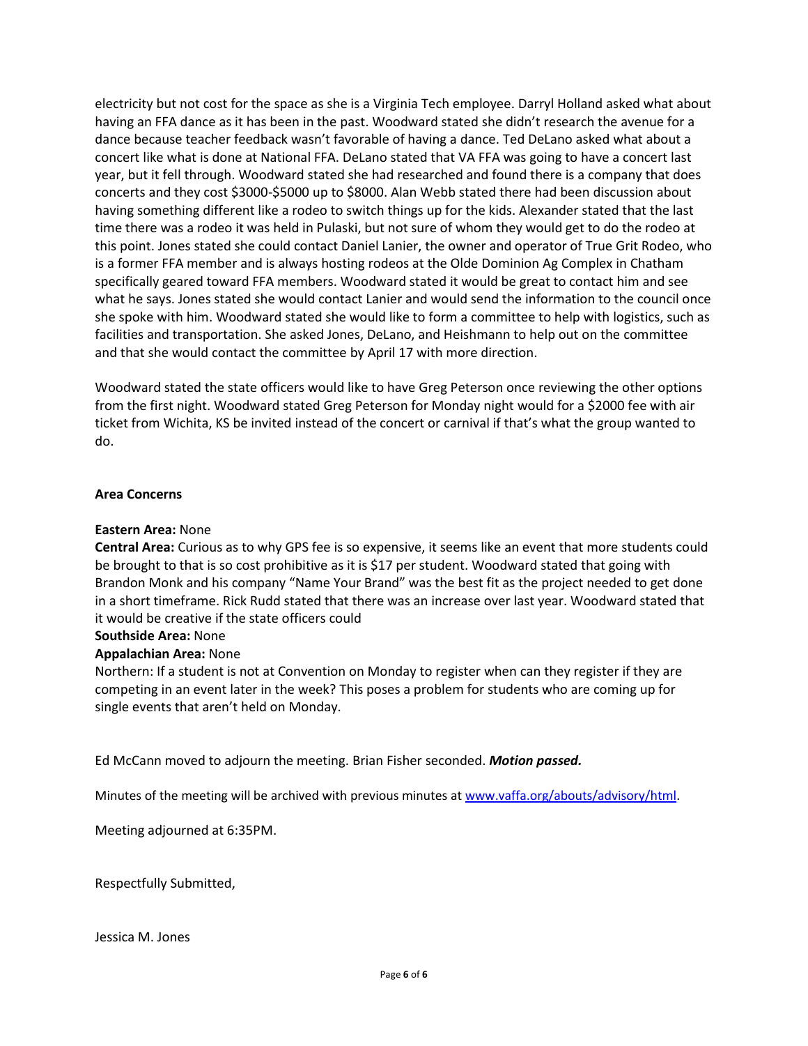electricity but not cost for the space as she is a Virginia Tech employee. Darryl Holland asked what about having an FFA dance as it has been in the past. Woodward stated she didn't research the avenue for a dance because teacher feedback wasn't favorable of having a dance. Ted DeLano asked what about a concert like what is done at National FFA. DeLano stated that VA FFA was going to have a concert last year, but it fell through. Woodward stated she had researched and found there is a company that does concerts and they cost $3000-$5000 up to $8000. Alan Webb stated there had been discussion about having something different like a rodeo to switch things up for the kids. Alexander stated that the last time there was a rodeo it was held in Pulaski, but not sure of whom they would get to do the rodeo at this point. Jones stated she could contact Daniel Lanier, the owner and operator of True Grit Rodeo, who is a former FFA member and is always hosting rodeos at the Olde Dominion Ag Complex in Chatham specifically geared toward FFA members. Woodward stated it would be great to contact him and see what he says. Jones stated she would contact Lanier and would send the information to the council once she spoke with him. Woodward stated she would like to form a committee to help with logistics, such as facilities and transportation. She asked Jones, DeLano, and Heishmann to help out on the committee and that she would contact the committee by April 17 with more direction.

Woodward stated the state officers would like to have Greg Peterson once reviewing the other options from the first night. Woodward stated Greg Peterson for Monday night would for a $2000 fee with air ticket from Wichita, KS be invited instead of the concert or carnival if that's what the group wanted to do.

**Area Concerns**

**Eastern Area:** None

**Central Area:** Curious as to why GPS fee is so expensive, it seems like an event that more students could be brought to that is so cost prohibitive as it is $17 per student. Woodward stated that going with Brandon Monk and his company "Name Your Brand" was the best fit as the project needed to get done in a short timeframe. Rick Rudd stated that there was an increase over last year. Woodward stated that it would be creative if the state officers could

**Southside Area:** None

**Appalachian Area:** None

Northern: If a student is not at Convention on Monday to register when can they register if they are competing in an event later in the week? This poses a problem for students who are coming up for single events that aren't held on Monday.

Ed McCann moved to adjourn the meeting. Brian Fisher seconded. ***Motion passed.***

Minutes of the meeting will be archived with previous minutes at [www.vaffa.org/abouts/advisory/html](www.vaffa.org/abouts/advisory/html).

Meeting adjourned at 6:35PM.

Respectfully Submitted,

Jessica M. Jones